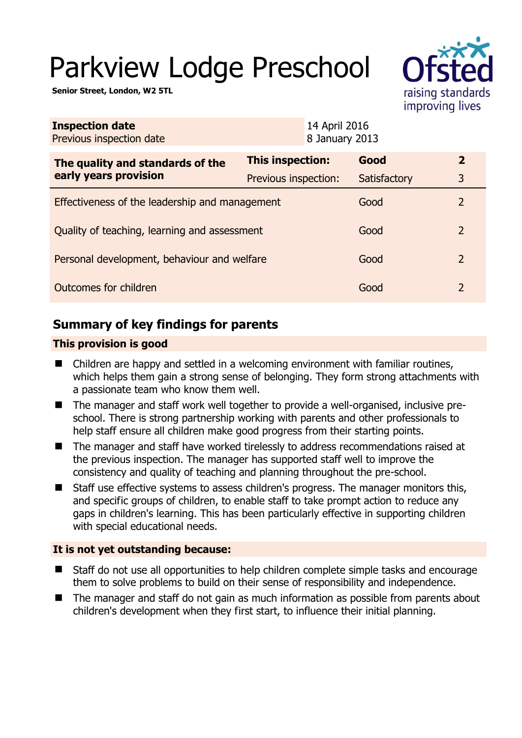# Parkview Lodge Preschool

**Senior Street, London, W2 5TL**

| **Inspection date** | 14 April 2016 |
|---|---|
| Previous inspection date | 8 January 2013 |

| **The quality and standards of the early years provision** | **This inspection:** | **Good** | **2** |
|---|---|---|---|
| | Previous inspection: | Satisfactory | 3 |
| Effectiveness of the leadership and management | | Good | 2 |
| Quality of teaching, learning and assessment | | Good | 2 |
| Personal development, behaviour and welfare | | Good | 2 |
| Outcomes for children | | Good | 2 |

## Summary of key findings for parents

### This provision is good

- Children are happy and settled in a welcoming environment with familiar routines, which helps them gain a strong sense of belonging. They form strong attachments with a passionate team who know them well.
- The manager and staff work well together to provide a well-organised, inclusive pre-school. There is strong partnership working with parents and other professionals to help staff ensure all children make good progress from their starting points.
- The manager and staff have worked tirelessly to address recommendations raised at the previous inspection. The manager has supported staff well to improve the consistency and quality of teaching and planning throughout the pre-school.
- Staff use effective systems to assess children's progress. The manager monitors this, and specific groups of children, to enable staff to take prompt action to reduce any gaps in children's learning. This has been particularly effective in supporting children with special educational needs.

### It is not yet outstanding because:

- Staff do not use all opportunities to help children complete simple tasks and encourage them to solve problems to build on their sense of responsibility and independence.
- The manager and staff do not gain as much information as possible from parents about children's development when they first start, to influence their initial planning.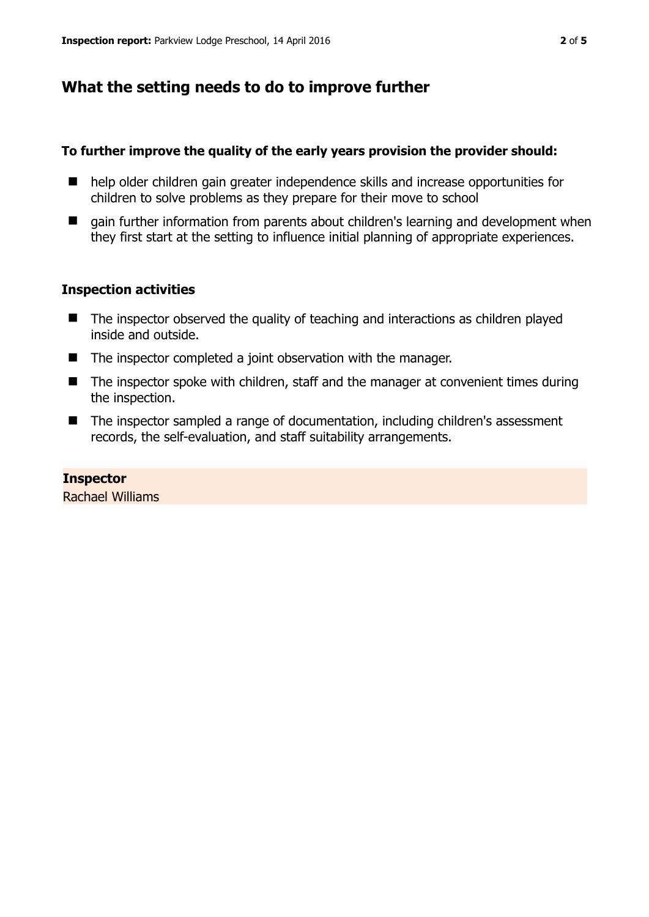## What the setting needs to do to improve further

**To further improve the quality of the early years provision the provider should:**

- help older children gain greater independence skills and increase opportunities for children to solve problems as they prepare for their move to school
- gain further information from parents about children's learning and development when they first start at the setting to influence initial planning of appropriate experiences.

### Inspection activities

- The inspector observed the quality of teaching and interactions as children played inside and outside.
- The inspector completed a joint observation with the manager.
- The inspector spoke with children, staff and the manager at convenient times during the inspection.
- The inspector sampled a range of documentation, including children's assessment records, the self-evaluation, and staff suitability arrangements.

**Inspector**
Rachael Williams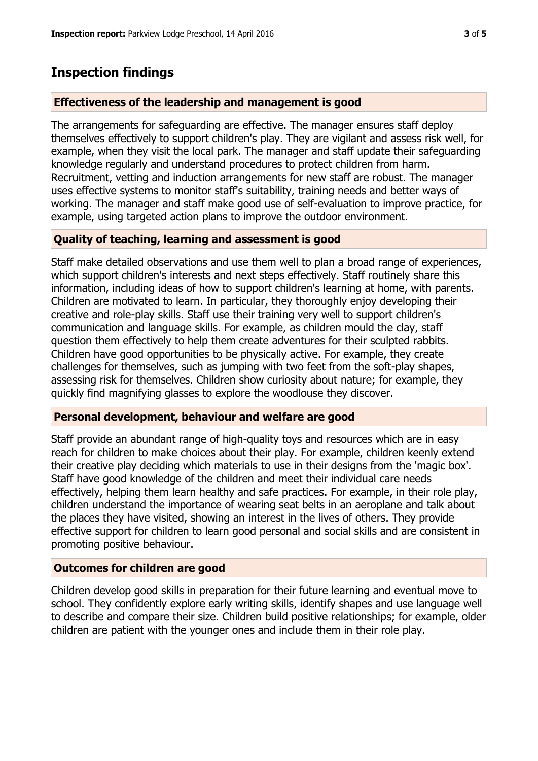## Inspection findings

### Effectiveness of the leadership and management is good

The arrangements for safeguarding are effective. The manager ensures staff deploy themselves effectively to support children's play. They are vigilant and assess risk well, for example, when they visit the local park. The manager and staff update their safeguarding knowledge regularly and understand procedures to protect children from harm. Recruitment, vetting and induction arrangements for new staff are robust. The manager uses effective systems to monitor staff's suitability, training needs and better ways of working. The manager and staff make good use of self-evaluation to improve practice, for example, using targeted action plans to improve the outdoor environment.

### Quality of teaching, learning and assessment is good

Staff make detailed observations and use them well to plan a broad range of experiences, which support children's interests and next steps effectively. Staff routinely share this information, including ideas of how to support children's learning at home, with parents. Children are motivated to learn. In particular, they thoroughly enjoy developing their creative and role-play skills. Staff use their training very well to support children's communication and language skills. For example, as children mould the clay, staff question them effectively to help them create adventures for their sculpted rabbits. Children have good opportunities to be physically active. For example, they create challenges for themselves, such as jumping with two feet from the soft-play shapes, assessing risk for themselves. Children show curiosity about nature; for example, they quickly find magnifying glasses to explore the woodlouse they discover.

### Personal development, behaviour and welfare are good

Staff provide an abundant range of high-quality toys and resources which are in easy reach for children to make choices about their play. For example, children keenly extend their creative play deciding which materials to use in their designs from the 'magic box'. Staff have good knowledge of the children and meet their individual care needs effectively, helping them learn healthy and safe practices. For example, in their role play, children understand the importance of wearing seat belts in an aeroplane and talk about the places they have visited, showing an interest in the lives of others. They provide effective support for children to learn good personal and social skills and are consistent in promoting positive behaviour.

### Outcomes for children are good

Children develop good skills in preparation for their future learning and eventual move to school. They confidently explore early writing skills, identify shapes and use language well to describe and compare their size. Children build positive relationships; for example, older children are patient with the younger ones and include them in their role play.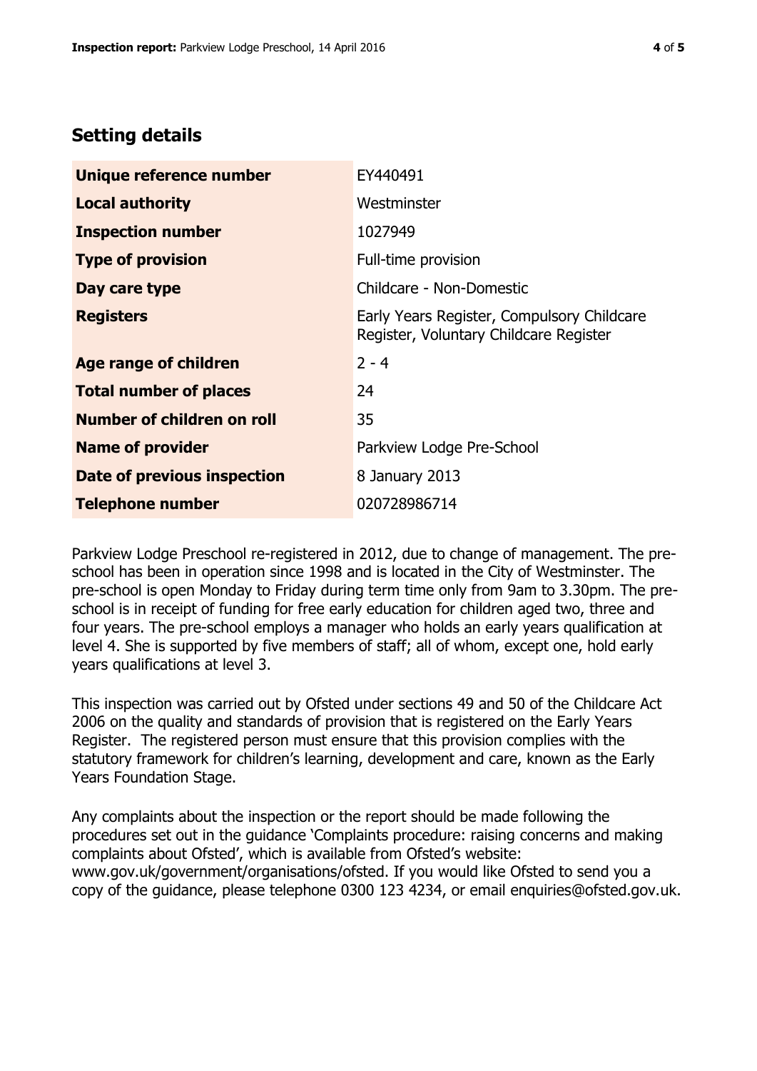## Setting details

| | |
|---|---|
| **Unique reference number** | EY440491 |
| **Local authority** | Westminster |
| **Inspection number** | 1027949 |
| **Type of provision** | Full-time provision |
| **Day care type** | Childcare - Non-Domestic |
| **Registers** | Early Years Register, Compulsory Childcare Register, Voluntary Childcare Register |
| **Age range of children** | 2 - 4 |
| **Total number of places** | 24 |
| **Number of children on roll** | 35 |
| **Name of provider** | Parkview Lodge Pre-School |
| **Date of previous inspection** | 8 January 2013 |
| **Telephone number** | 020728986714 |

Parkview Lodge Preschool re-registered in 2012, due to change of management. The pre-school has been in operation since 1998 and is located in the City of Westminster. The pre-school is open Monday to Friday during term time only from 9am to 3.30pm. The pre-school is in receipt of funding for free early education for children aged two, three and four years. The pre-school employs a manager who holds an early years qualification at level 4. She is supported by five members of staff; all of whom, except one, hold early years qualifications at level 3.

This inspection was carried out by Ofsted under sections 49 and 50 of the Childcare Act 2006 on the quality and standards of provision that is registered on the Early Years Register. The registered person must ensure that this provision complies with the statutory framework for children's learning, development and care, known as the Early Years Foundation Stage.

Any complaints about the inspection or the report should be made following the procedures set out in the guidance 'Complaints procedure: raising concerns and making complaints about Ofsted', which is available from Ofsted's website: www.gov.uk/government/organisations/ofsted. If you would like Ofsted to send you a copy of the guidance, please telephone 0300 123 4234, or email enquiries@ofsted.gov.uk.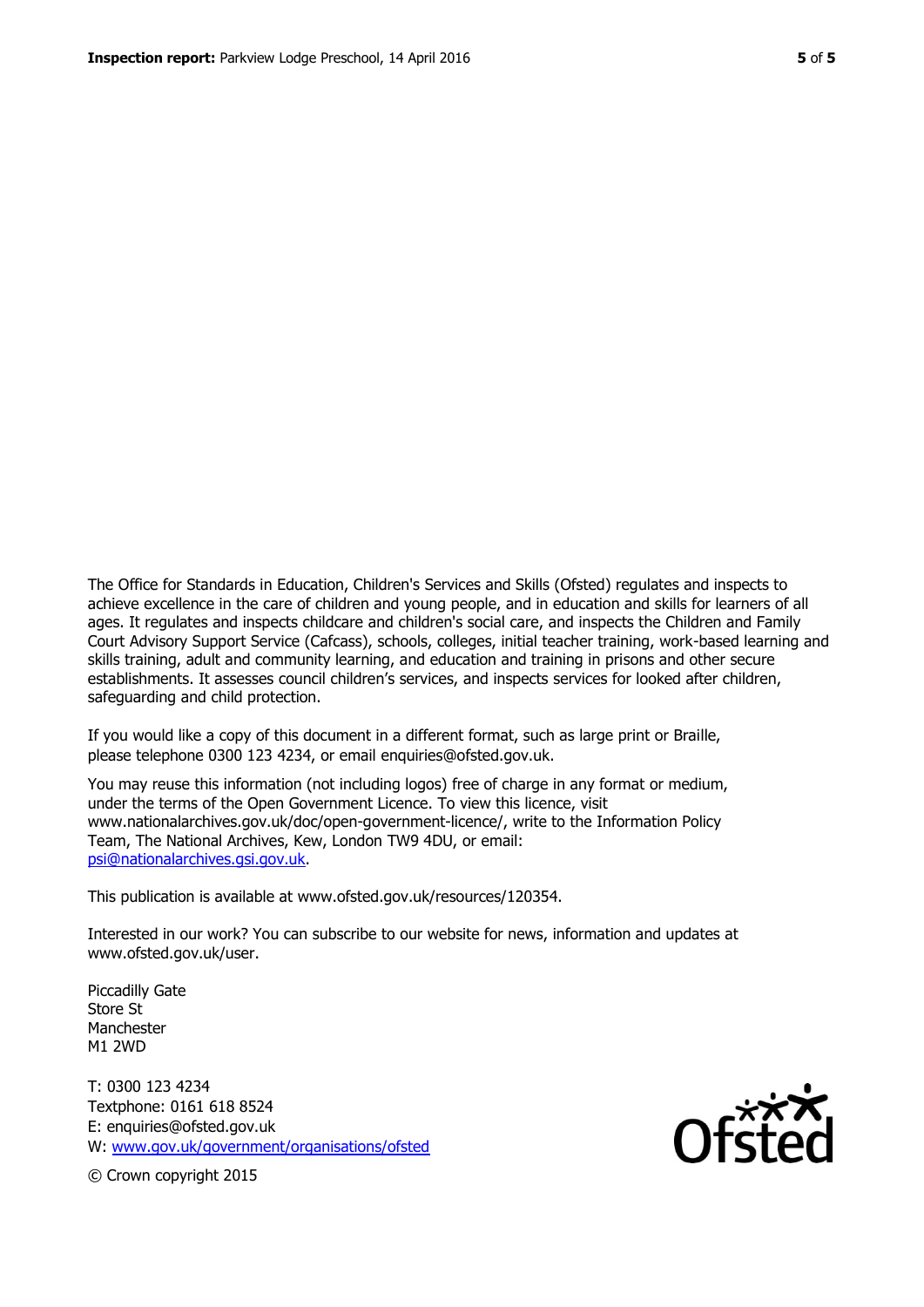The Office for Standards in Education, Children's Services and Skills (Ofsted) regulates and inspects to achieve excellence in the care of children and young people, and in education and skills for learners of all ages. It regulates and inspects childcare and children's social care, and inspects the Children and Family Court Advisory Support Service (Cafcass), schools, colleges, initial teacher training, work-based learning and skills training, adult and community learning, and education and training in prisons and other secure establishments. It assesses council children's services, and inspects services for looked after children, safeguarding and child protection.

If you would like a copy of this document in a different format, such as large print or Braille, please telephone 0300 123 4234, or email enquiries@ofsted.gov.uk.

You may reuse this information (not including logos) free of charge in any format or medium, under the terms of the Open Government Licence. To view this licence, visit www.nationalarchives.gov.uk/doc/open-government-licence/, write to the Information Policy Team, The National Archives, Kew, London TW9 4DU, or email: psi@nationalarchives.gsi.gov.uk.

This publication is available at www.ofsted.gov.uk/resources/120354.

Interested in our work? You can subscribe to our website for news, information and updates at www.ofsted.gov.uk/user.

Piccadilly Gate
Store St
Manchester
M1 2WD

T: 0300 123 4234
Textphone: 0161 618 8524
E: enquiries@ofsted.gov.uk
W: www.gov.uk/government/organisations/ofsted

© Crown copyright 2015